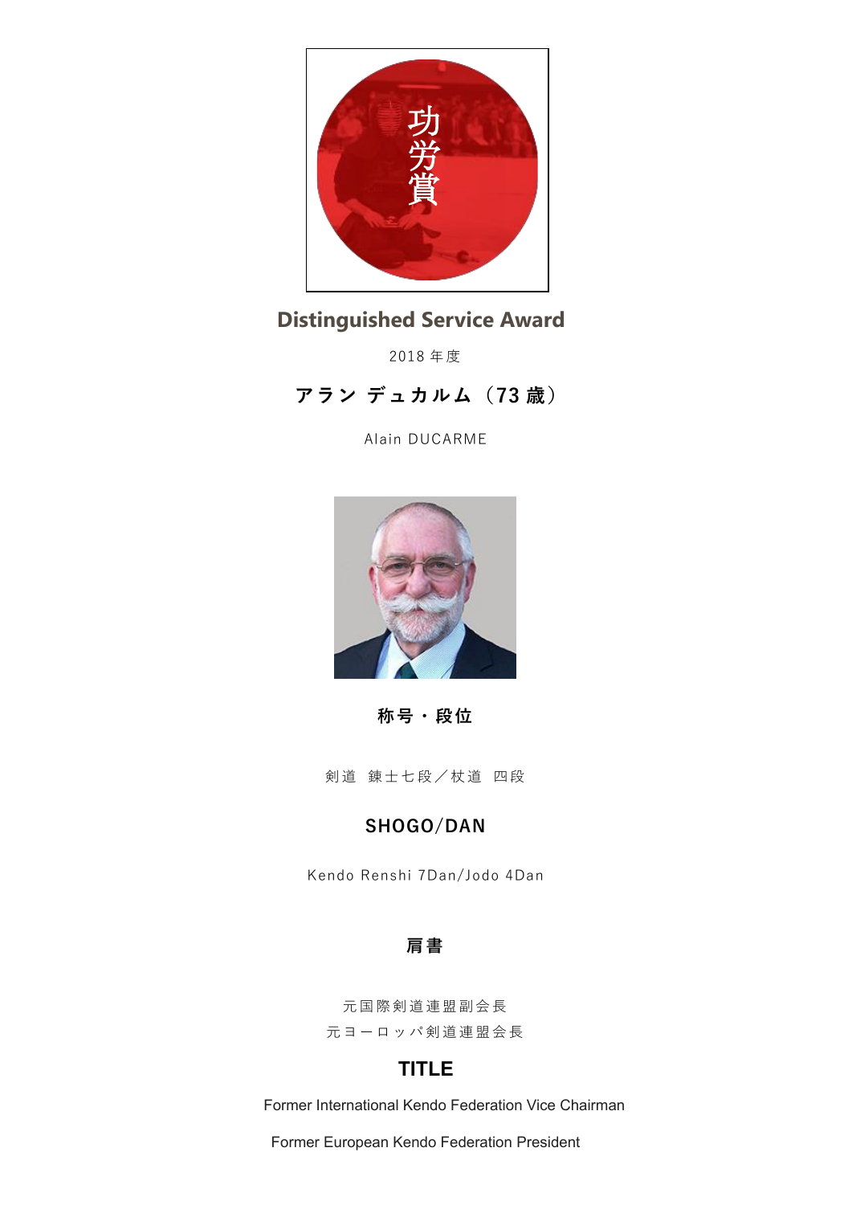功労賞

# Distinguished Service Award

2018 年度

## アラン デュカルム（73 歳）

Alain DUCARME

### 称号・段位

剣道　錬士七段／杖道　四段

### SHOGO/DAN

Kendo Renshi 7Dan/Jodo 4Dan

### 肩書

元国際剣道連盟副会長
元ヨーロッパ剣道連盟会長

### TITLE

Former International Kendo Federation Vice Chairman

Former European Kendo Federation President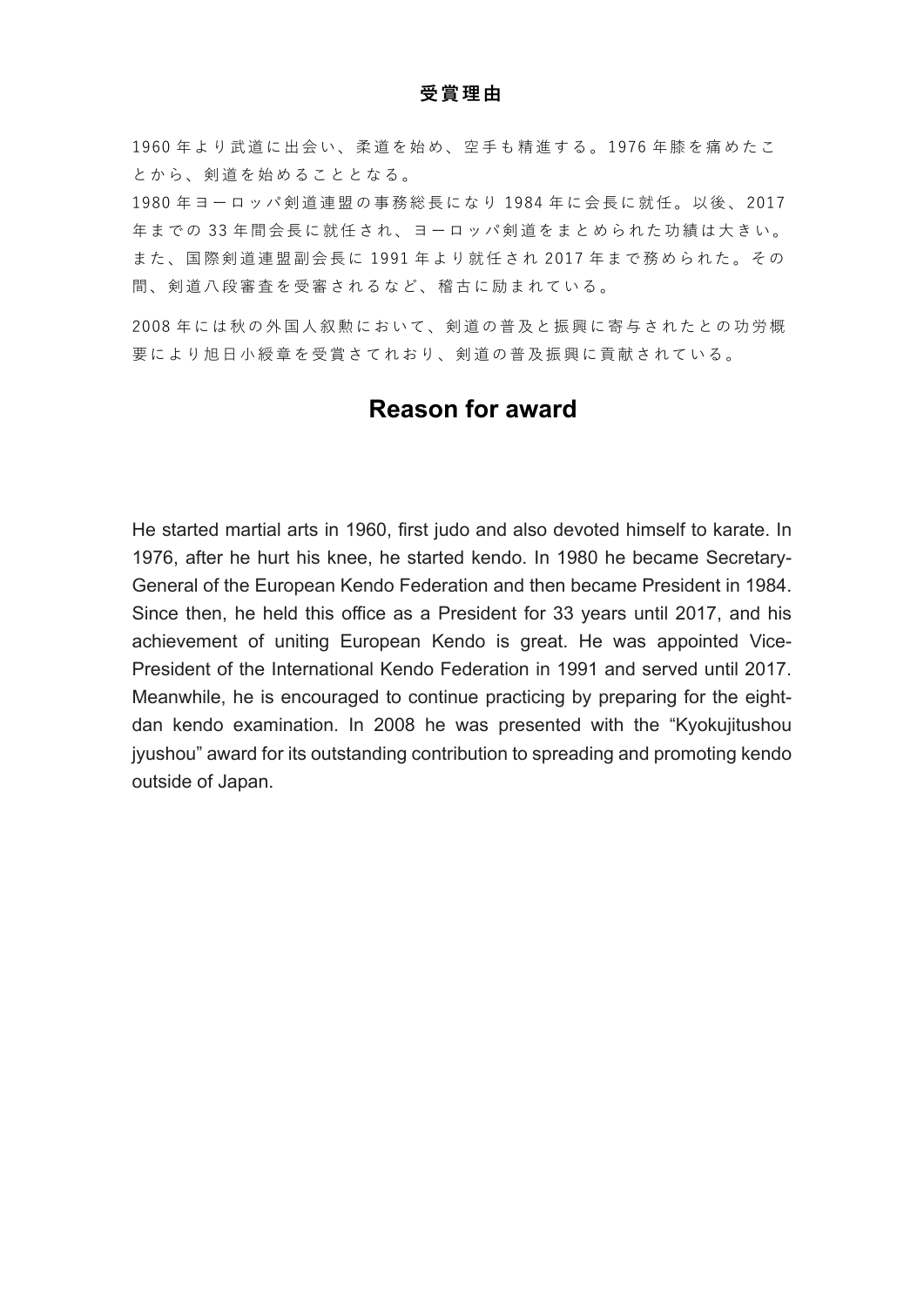## 受賞理由

1960年より武道に出会い、柔道を始め、空手も精進する。1976年膝を痛めたことから、剣道を始めることとなる。
1980年ヨーロッパ剣道連盟の事務総長になり1984年に会長に就任。以後、2017年までの33年間会長に就任され、ヨーロッパ剣道をまとめられた功績は大きい。また、国際剣道連盟副会長に1991年より就任され2017年まで務められた。その間、剣道八段審査を受審されるなど、稽古に励まれている。

2008年には秋の外国人叙勲において、剣道の普及と振興に寄与されたとの功労概要により旭日小綬章を受賞さてれおり、剣道の普及振興に貢献されている。

## Reason for award

He started martial arts in 1960, first judo and also devoted himself to karate. In 1976, after he hurt his knee, he started kendo. In 1980 he became Secretary-General of the European Kendo Federation and then became President in 1984. Since then, he held this office as a President for 33 years until 2017, and his achievement of uniting European Kendo is great. He was appointed Vice-President of the International Kendo Federation in 1991 and served until 2017. Meanwhile, he is encouraged to continue practicing by preparing for the eight-dan kendo examination. In 2008 he was presented with the "Kyokujitushou jyushou" award for its outstanding contribution to spreading and promoting kendo outside of Japan.